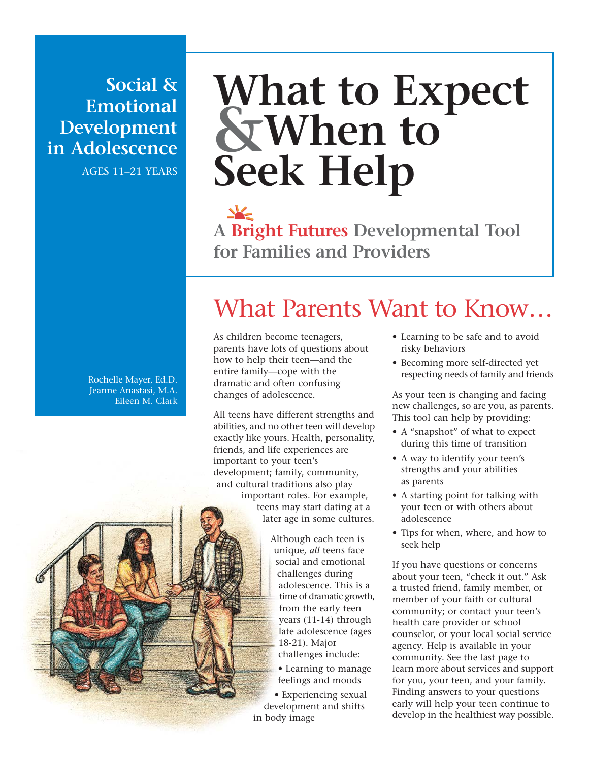**Social & Emotional Development in Adolescence**

AGES 11–21 YEARS

# What to Expect & When to Seek Help

## A Bright Futures Developmental Tool for Families and Providers

Rochelle Mayer, Ed.D.
Jeanne Anastasi, M.A.
Eileen M. Clark

## What Parents Want to Know…

As children become teenagers, parents have lots of questions about how to help their teen—and the entire family—cope with the dramatic and often confusing changes of adolescence.

All teens have different strengths and abilities, and no other teen will develop exactly like yours. Health, personality, friends, and life experiences are important to your teen's development; family, community, and cultural traditions also play important roles. For example, teens may start dating at a later age in some cultures.

Although each teen is unique, *all* teens face social and emotional challenges during adolescence. This is a time of dramatic growth, from the early teen years (11-14) through late adolescence (ages 18-21). Major challenges include:

- Learning to manage feelings and moods
- Experiencing sexual development and shifts in body image
- Learning to be safe and to avoid risky behaviors
- Becoming more self-directed yet respecting needs of family and friends

As your teen is changing and facing new challenges, so are you, as parents. This tool can help by providing:

- A "snapshot" of what to expect during this time of transition
- A way to identify your teen's strengths and your abilities as parents
- A starting point for talking with your teen or with others about adolescence
- Tips for when, where, and how to seek help

If you have questions or concerns about your teen, "check it out." Ask a trusted friend, family member, or member of your faith or cultural community; or contact your teen's health care provider or school counselor, or your local social service agency. Help is available in your community. See the last page to learn more about services and support for you, your teen, and your family. Finding answers to your questions early will help your teen continue to develop in the healthiest way possible.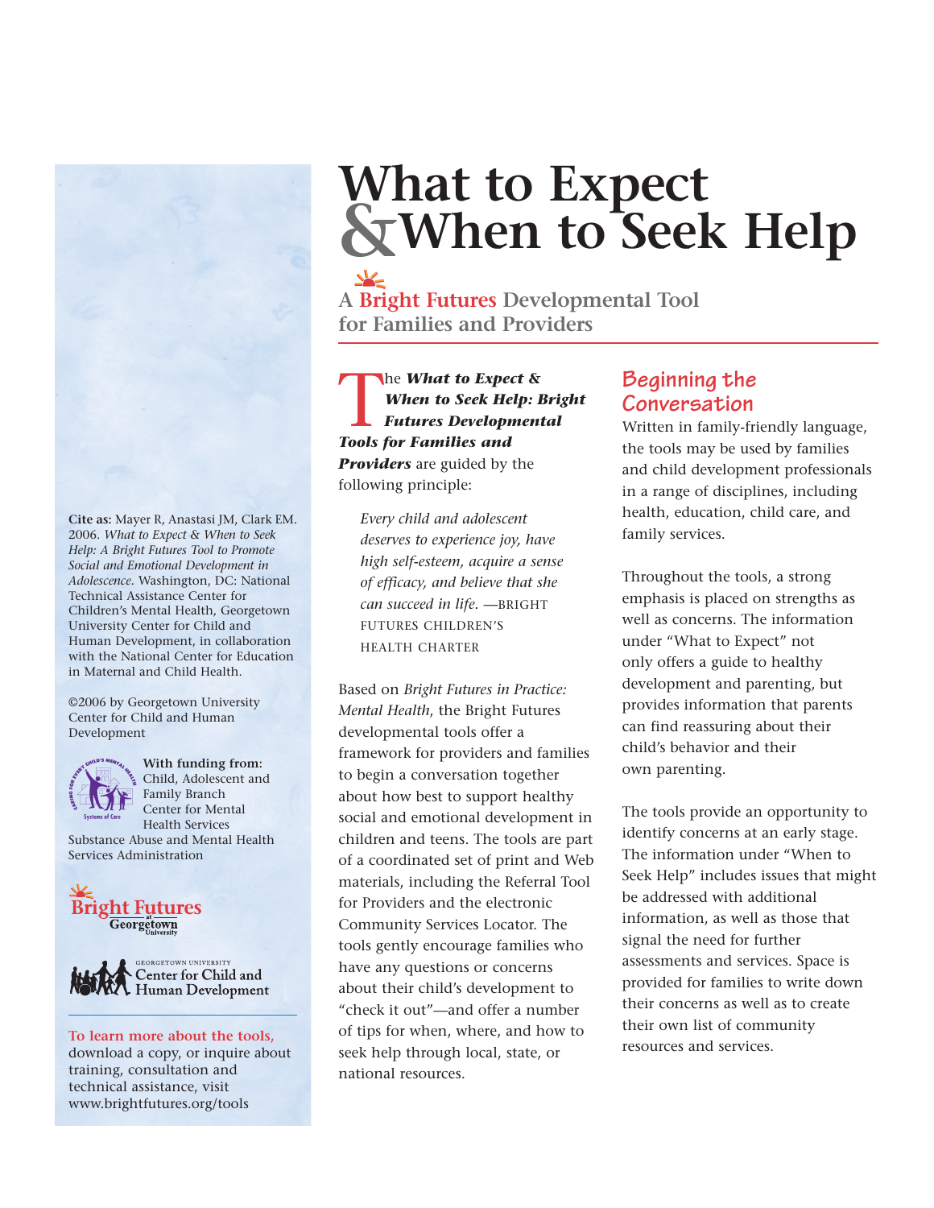# What to Expect & When to Seek Help

## A Bright Futures Developmental Tool for Families and Providers

The ***What to Expect & When to Seek Help: Bright Futures Developmental Tools for Families and Providers*** are guided by the following principle:

> *Every child and adolescent deserves to experience joy, have high self-esteem, acquire a sense of efficacy, and believe that she can succeed in life.* —BRIGHT FUTURES CHILDREN'S HEALTH CHARTER

Based on *Bright Futures in Practice: Mental Health*, the Bright Futures developmental tools offer a framework for providers and families to begin a conversation together about how best to support healthy social and emotional development in children and teens. The tools are part of a coordinated set of print and Web materials, including the Referral Tool for Providers and the electronic Community Services Locator. The tools gently encourage families who have any questions or concerns about their child's development to "check it out"—and offer a number of tips for when, where, and how to seek help through local, state, or national resources.

### Beginning the Conversation

Written in family-friendly language, the tools may be used by families and child development professionals in a range of disciplines, including health, education, child care, and family services.

Throughout the tools, a strong emphasis is placed on strengths as well as concerns. The information under "What to Expect" not only offers a guide to healthy development and parenting, but provides information that parents can find reassuring about their child's behavior and their own parenting.

The tools provide an opportunity to identify concerns at an early stage. The information under "When to Seek Help" includes issues that might be addressed with additional information, as well as those that signal the need for further assessments and services. Space is provided for families to write down their concerns as well as to create their own list of community resources and services.

**Cite as:** Mayer R, Anastasi JM, Clark EM. 2006. *What to Expect & When to Seek Help: A Bright Futures Tool to Promote Social and Emotional Development in Adolescence*. Washington, DC: National Technical Assistance Center for Children's Mental Health, Georgetown University Center for Child and Human Development, in collaboration with the National Center for Education in Maternal and Child Health.

©2006 by Georgetown University Center for Child and Human Development

**With funding from:** Child, Adolescent and Family Branch Center for Mental Health Services Substance Abuse and Mental Health Services Administration

Bright Futures at Georgetown University

Georgetown University Center for Child and Human Development

**To learn more about the tools,** download a copy, or inquire about training, consultation and technical assistance, visit www.brightfutures.org/tools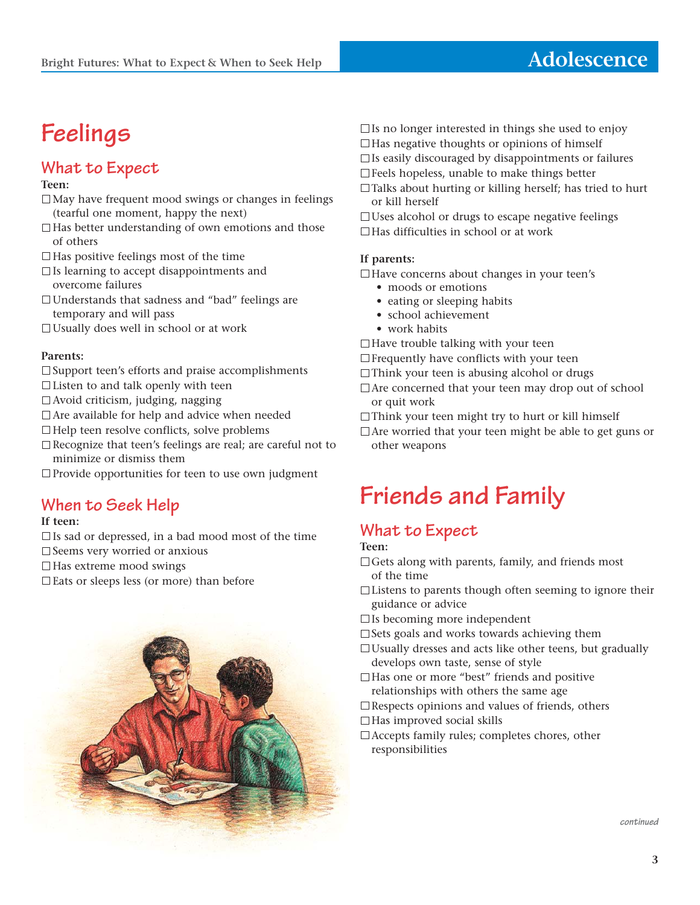# Feelings

## What to Expect

**Teen:**

- ☐ May have frequent mood swings or changes in feelings (tearful one moment, happy the next)
- ☐ Has better understanding of own emotions and those of others
- ☐ Has positive feelings most of the time
- ☐ Is learning to accept disappointments and overcome failures
- ☐ Understands that sadness and "bad" feelings are temporary and will pass
- ☐ Usually does well in school or at work

**Parents:**

- ☐ Support teen's efforts and praise accomplishments
- ☐ Listen to and talk openly with teen
- ☐ Avoid criticism, judging, nagging
- ☐ Are available for help and advice when needed
- ☐ Help teen resolve conflicts, solve problems
- ☐ Recognize that teen's feelings are real; are careful not to minimize or dismiss them
- ☐ Provide opportunities for teen to use own judgment

## When to Seek Help

**If teen:**

- ☐ Is sad or depressed, in a bad mood most of the time
- ☐ Seems very worried or anxious
- ☐ Has extreme mood swings
- ☐ Eats or sleeps less (or more) than before
- ☐ Is no longer interested in things she used to enjoy
- ☐ Has negative thoughts or opinions of himself
- ☐ Is easily discouraged by disappointments or failures
- ☐ Feels hopeless, unable to make things better
- ☐ Talks about hurting or killing herself; has tried to hurt or kill herself
- ☐ Uses alcohol or drugs to escape negative feelings
- ☐ Has difficulties in school or at work

**If parents:**

- ☐ Have concerns about changes in your teen's
  - moods or emotions
  - eating or sleeping habits
  - school achievement
  - work habits
- ☐ Have trouble talking with your teen
- ☐ Frequently have conflicts with your teen
- ☐ Think your teen is abusing alcohol or drugs
- ☐ Are concerned that your teen may drop out of school or quit work
- ☐ Think your teen might try to hurt or kill himself
- ☐ Are worried that your teen might be able to get guns or other weapons

# Friends and Family

## What to Expect

**Teen:**

- ☐ Gets along with parents, family, and friends most of the time
- ☐ Listens to parents though often seeming to ignore their guidance or advice
- ☐ Is becoming more independent
- ☐ Sets goals and works towards achieving them
- ☐ Usually dresses and acts like other teens, but gradually develops own taste, sense of style
- ☐ Has one or more "best" friends and positive relationships with others the same age
- ☐ Respects opinions and values of friends, others
- ☐ Has improved social skills
- ☐ Accepts family rules; completes chores, other responsibilities

*continued*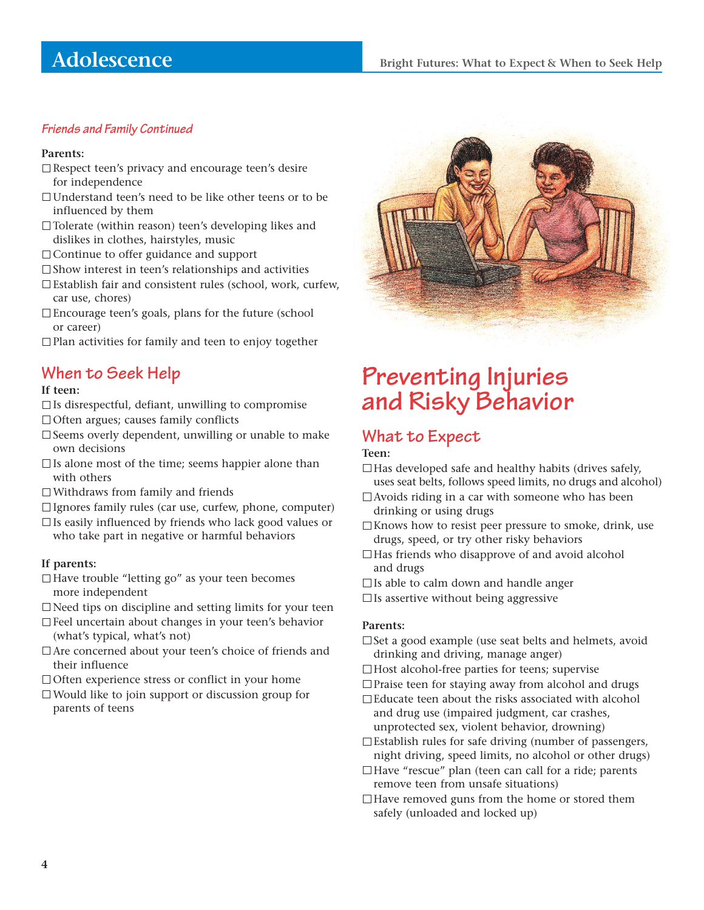*Friends and Family Continued*

**Parents:**

- ☐ Respect teen's privacy and encourage teen's desire for independence
- ☐ Understand teen's need to be like other teens or to be influenced by them
- ☐ Tolerate (within reason) teen's developing likes and dislikes in clothes, hairstyles, music
- ☐ Continue to offer guidance and support
- ☐ Show interest in teen's relationships and activities
- ☐ Establish fair and consistent rules (school, work, curfew, car use, chores)
- ☐ Encourage teen's goals, plans for the future (school or career)
- ☐ Plan activities for family and teen to enjoy together

## When to Seek Help

**If teen:**

- ☐ Is disrespectful, defiant, unwilling to compromise
- ☐ Often argues; causes family conflicts
- ☐ Seems overly dependent, unwilling or unable to make own decisions
- ☐ Is alone most of the time; seems happier alone than with others
- ☐ Withdraws from family and friends
- ☐ Ignores family rules (car use, curfew, phone, computer)
- ☐ Is easily influenced by friends who lack good values or who take part in negative or harmful behaviors

**If parents:**

- ☐ Have trouble "letting go" as your teen becomes more independent
- ☐ Need tips on discipline and setting limits for your teen
- ☐ Feel uncertain about changes in your teen's behavior (what's typical, what's not)
- ☐ Are concerned about your teen's choice of friends and their influence
- ☐ Often experience stress or conflict in your home
- ☐ Would like to join support or discussion group for parents of teens

# Preventing Injuries and Risky Behavior

## What to Expect

**Teen:**

- ☐ Has developed safe and healthy habits (drives safely, uses seat belts, follows speed limits, no drugs and alcohol)
- ☐ Avoids riding in a car with someone who has been drinking or using drugs
- ☐ Knows how to resist peer pressure to smoke, drink, use drugs, speed, or try other risky behaviors
- ☐ Has friends who disapprove of and avoid alcohol and drugs
- ☐ Is able to calm down and handle anger
- ☐ Is assertive without being aggressive

**Parents:**

- ☐ Set a good example (use seat belts and helmets, avoid drinking and driving, manage anger)
- ☐ Host alcohol-free parties for teens; supervise
- ☐ Praise teen for staying away from alcohol and drugs
- ☐ Educate teen about the risks associated with alcohol and drug use (impaired judgment, car crashes, unprotected sex, violent behavior, drowning)
- ☐ Establish rules for safe driving (number of passengers, night driving, speed limits, no alcohol or other drugs)
- ☐ Have "rescue" plan (teen can call for a ride; parents remove teen from unsafe situations)
- ☐ Have removed guns from the home or stored them safely (unloaded and locked up)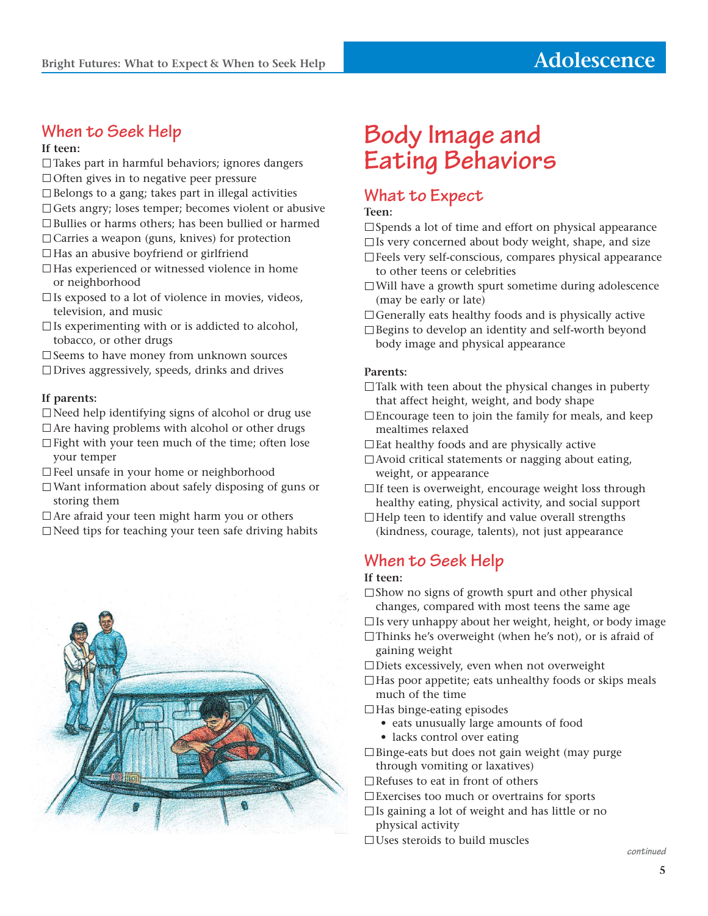## When to Seek Help

**If teen:**

- ☐ Takes part in harmful behaviors; ignores dangers
- ☐ Often gives in to negative peer pressure
- ☐ Belongs to a gang; takes part in illegal activities
- ☐ Gets angry; loses temper; becomes violent or abusive
- ☐ Bullies or harms others; has been bullied or harmed
- ☐ Carries a weapon (guns, knives) for protection
- ☐ Has an abusive boyfriend or girlfriend
- ☐ Has experienced or witnessed violence in home or neighborhood
- ☐ Is exposed to a lot of violence in movies, videos, television, and music
- ☐ Is experimenting with or is addicted to alcohol, tobacco, or other drugs
- ☐ Seems to have money from unknown sources
- ☐ Drives aggressively, speeds, drinks and drives

**If parents:**

- ☐ Need help identifying signs of alcohol or drug use
- ☐ Are having problems with alcohol or other drugs
- ☐ Fight with your teen much of the time; often lose your temper
- ☐ Feel unsafe in your home or neighborhood
- ☐ Want information about safely disposing of guns or storing them
- ☐ Are afraid your teen might harm you or others
- ☐ Need tips for teaching your teen safe driving habits

# Body Image and Eating Behaviors

## What to Expect

**Teen:**

- ☐ Spends a lot of time and effort on physical appearance
- ☐ Is very concerned about body weight, shape, and size
- ☐ Feels very self-conscious, compares physical appearance to other teens or celebrities
- ☐ Will have a growth spurt sometime during adolescence (may be early or late)
- ☐ Generally eats healthy foods and is physically active
- ☐ Begins to develop an identity and self-worth beyond body image and physical appearance

**Parents:**

- ☐ Talk with teen about the physical changes in puberty that affect height, weight, and body shape
- ☐ Encourage teen to join the family for meals, and keep mealtimes relaxed
- ☐ Eat healthy foods and are physically active
- ☐ Avoid critical statements or nagging about eating, weight, or appearance
- ☐ If teen is overweight, encourage weight loss through healthy eating, physical activity, and social support
- ☐ Help teen to identify and value overall strengths (kindness, courage, talents), not just appearance

## When to Seek Help

**If teen:**

- ☐ Show no signs of growth spurt and other physical changes, compared with most teens the same age
- ☐ Is very unhappy about her weight, height, or body image
- ☐ Thinks he's overweight (when he's not), or is afraid of gaining weight
- ☐ Diets excessively, even when not overweight
- ☐ Has poor appetite; eats unhealthy foods or skips meals much of the time
- ☐ Has binge-eating episodes
  - eats unusually large amounts of food
  - lacks control over eating
- ☐ Binge-eats but does not gain weight (may purge through vomiting or laxatives)
- ☐ Refuses to eat in front of others
- ☐ Exercises too much or overtrains for sports
- ☐ Is gaining a lot of weight and has little or no physical activity
- ☐ Uses steroids to build muscles

*continued*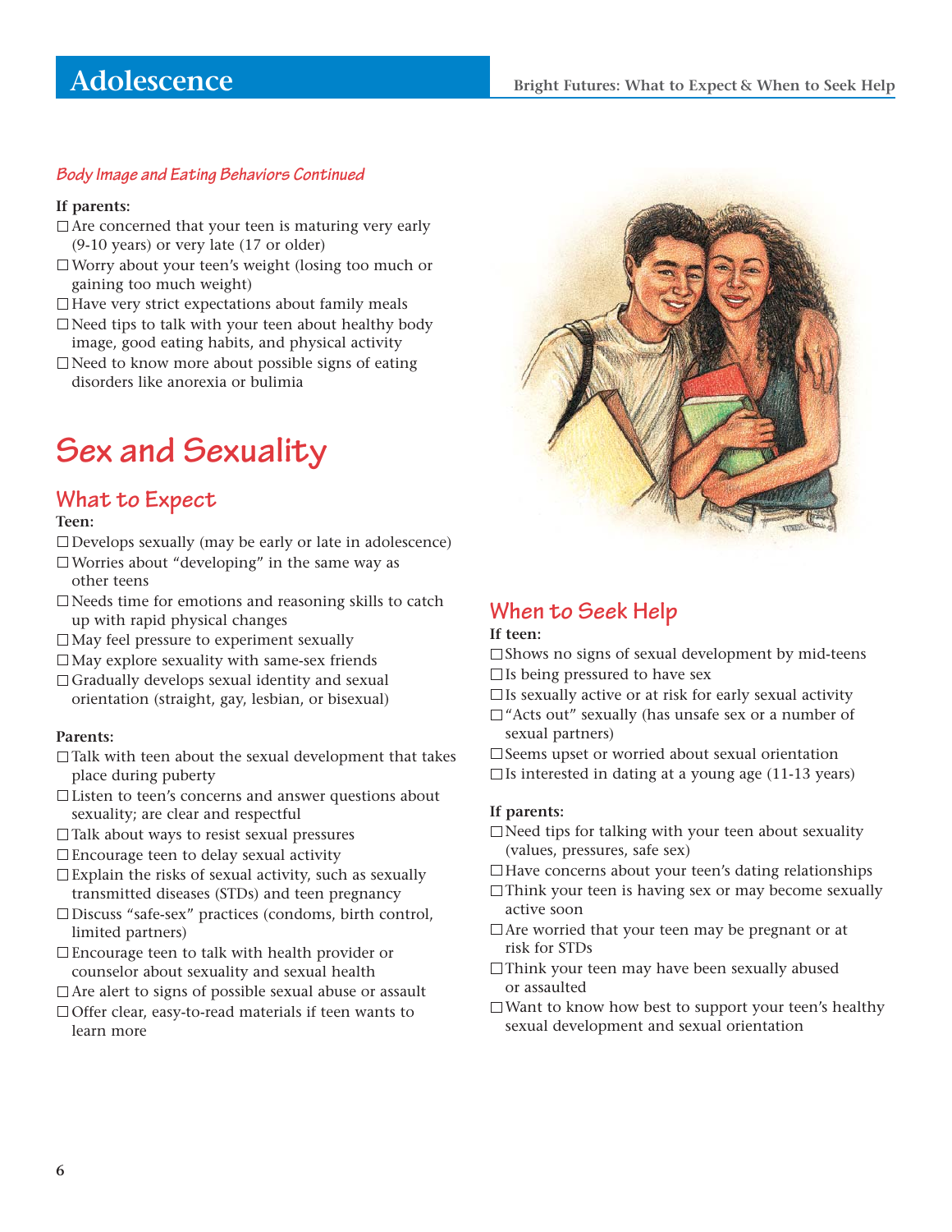### *Body Image and Eating Behaviors Continued*

**If parents:**

- ☐ Are concerned that your teen is maturing very early (9-10 years) or very late (17 or older)
- ☐ Worry about your teen's weight (losing too much or gaining too much weight)
- ☐ Have very strict expectations about family meals
- ☐ Need tips to talk with your teen about healthy body image, good eating habits, and physical activity
- ☐ Need to know more about possible signs of eating disorders like anorexia or bulimia

# Sex and Sexuality

## What to Expect

**Teen:**

- ☐ Develops sexually (may be early or late in adolescence)
- ☐ Worries about "developing" in the same way as other teens
- ☐ Needs time for emotions and reasoning skills to catch up with rapid physical changes
- ☐ May feel pressure to experiment sexually
- ☐ May explore sexuality with same-sex friends
- ☐ Gradually develops sexual identity and sexual orientation (straight, gay, lesbian, or bisexual)

**Parents:**

- ☐ Talk with teen about the sexual development that takes place during puberty
- ☐ Listen to teen's concerns and answer questions about sexuality; are clear and respectful
- ☐ Talk about ways to resist sexual pressures
- ☐ Encourage teen to delay sexual activity
- ☐ Explain the risks of sexual activity, such as sexually transmitted diseases (STDs) and teen pregnancy
- ☐ Discuss "safe-sex" practices (condoms, birth control, limited partners)
- ☐ Encourage teen to talk with health provider or counselor about sexuality and sexual health
- ☐ Are alert to signs of possible sexual abuse or assault
- ☐ Offer clear, easy-to-read materials if teen wants to learn more

## When to Seek Help

**If teen:**

- ☐ Shows no signs of sexual development by mid-teens
- ☐ Is being pressured to have sex
- ☐ Is sexually active or at risk for early sexual activity
- ☐ "Acts out" sexually (has unsafe sex or a number of sexual partners)
- ☐ Seems upset or worried about sexual orientation
- ☐ Is interested in dating at a young age (11-13 years)

**If parents:**

- ☐ Need tips for talking with your teen about sexuality (values, pressures, safe sex)
- ☐ Have concerns about your teen's dating relationships
- ☐ Think your teen is having sex or may become sexually active soon
- ☐ Are worried that your teen may be pregnant or at risk for STDs
- ☐ Think your teen may have been sexually abused or assaulted
- ☐ Want to know how best to support your teen's healthy sexual development and sexual orientation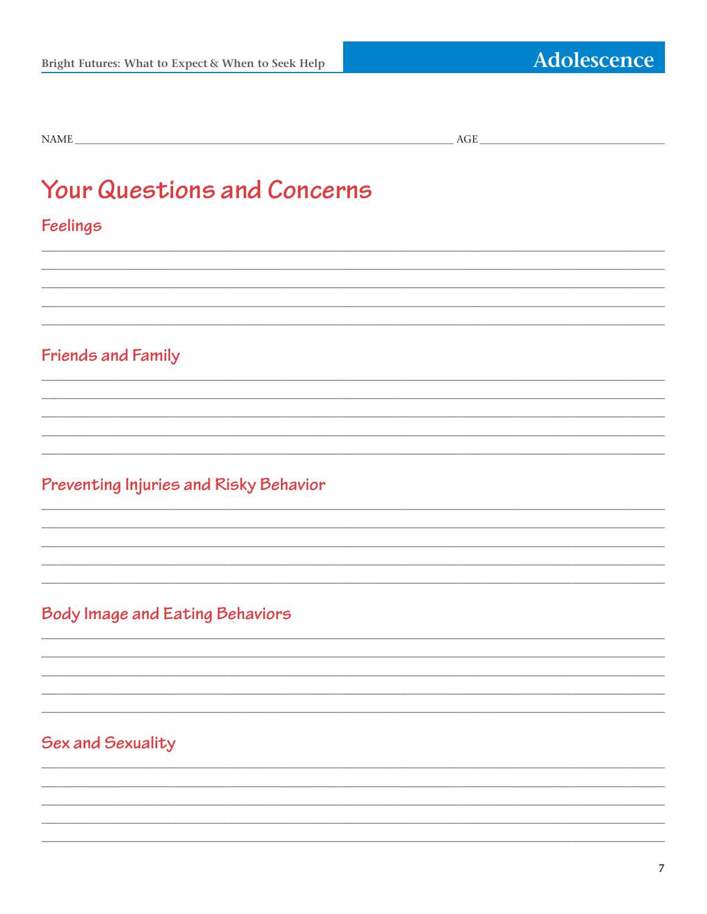NAME ______________________________ AGE ______________

# Your Questions and Concerns

## Feelings

_______________________________________________

_______________________________________________

_______________________________________________

_______________________________________________

_______________________________________________

## Friends and Family

_______________________________________________

_______________________________________________

_______________________________________________

_______________________________________________

_______________________________________________

## Preventing Injuries and Risky Behavior

_______________________________________________

_______________________________________________

_______________________________________________

_______________________________________________

_______________________________________________

## Body Image and Eating Behaviors

_______________________________________________

_______________________________________________

_______________________________________________

_______________________________________________

_______________________________________________

## Sex and Sexuality

_______________________________________________

_______________________________________________

_______________________________________________

_______________________________________________

_______________________________________________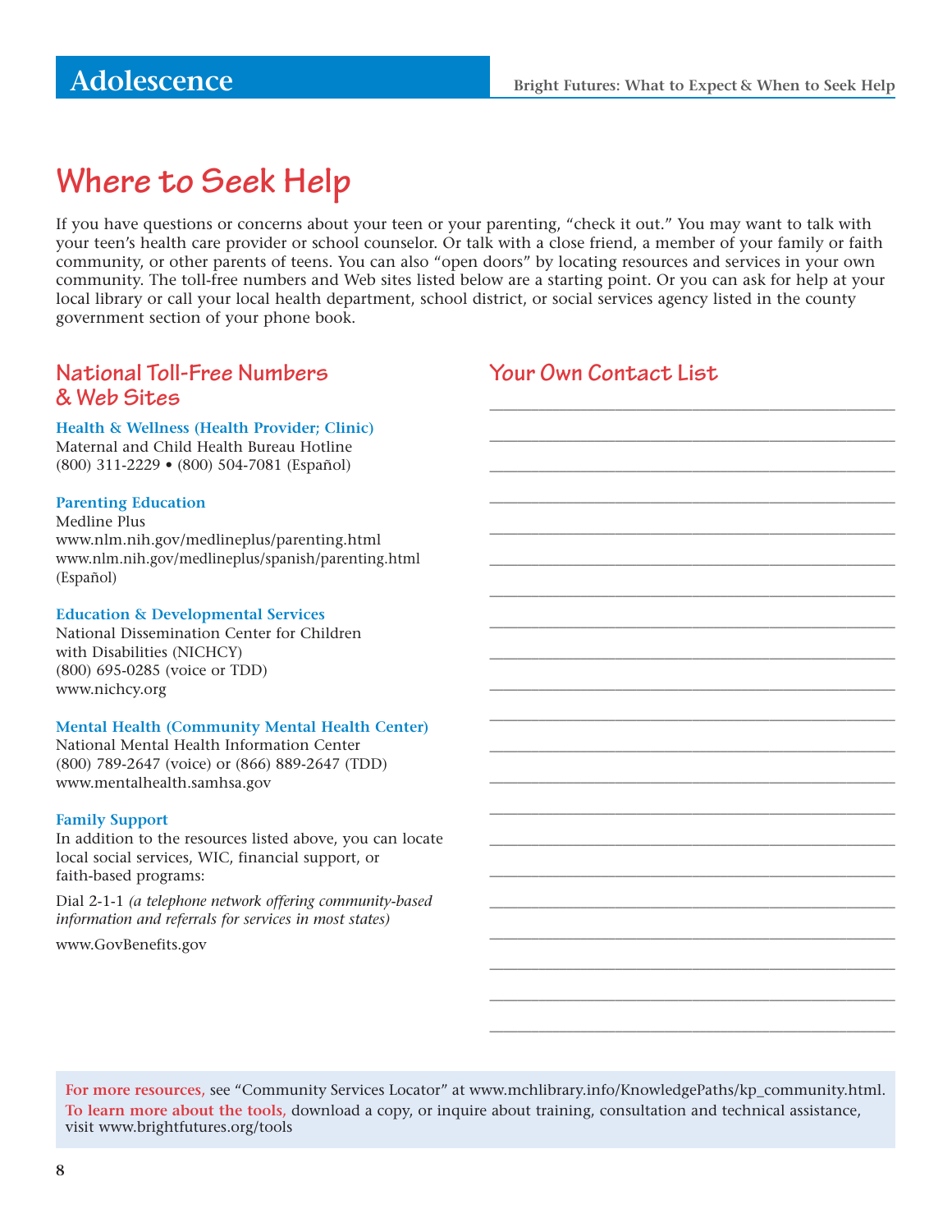# Where to Seek Help

If you have questions or concerns about your teen or your parenting, "check it out." You may want to talk with your teen's health care provider or school counselor. Or talk with a close friend, a member of your family or faith community, or other parents of teens. You can also "open doors" by locating resources and services in your own community. The toll-free numbers and Web sites listed below are a starting point. Or you can ask for help at your local library or call your local health department, school district, or social services agency listed in the county government section of your phone book.

## National Toll-Free Numbers & Web Sites

**Health & Wellness (Health Provider; Clinic)**
Maternal and Child Health Bureau Hotline
(800) 311-2229 • (800) 504-7081 (Español)

**Parenting Education**
Medline Plus
www.nlm.nih.gov/medlineplus/parenting.html
www.nlm.nih.gov/medlineplus/spanish/parenting.html (Español)

**Education & Developmental Services**
National Dissemination Center for Children with Disabilities (NICHCY)
(800) 695-0285 (voice or TDD)
www.nichcy.org

**Mental Health (Community Mental Health Center)**
National Mental Health Information Center
(800) 789-2647 (voice) or (866) 889-2647 (TDD)
www.mentalhealth.samhsa.gov

**Family Support**
In addition to the resources listed above, you can locate local social services, WIC, financial support, or faith-based programs:

Dial 2-1-1 *(a telephone network offering community-based information and referrals for services in most states)*

www.GovBenefits.gov

## Your Own Contact List

______________________________________________

______________________________________________

______________________________________________

______________________________________________

______________________________________________

______________________________________________

______________________________________________

______________________________________________

______________________________________________

______________________________________________

______________________________________________

______________________________________________

______________________________________________

______________________________________________

______________________________________________

______________________________________________

______________________________________________

______________________________________________

______________________________________________

______________________________________________

______________________________________________

**For more resources,** see "Community Services Locator" at www.mchlibrary.info/KnowledgePaths/kp_community.html.
**To learn more about the tools,** download a copy, or inquire about training, consultation and technical assistance, visit www.brightfutures.org/tools